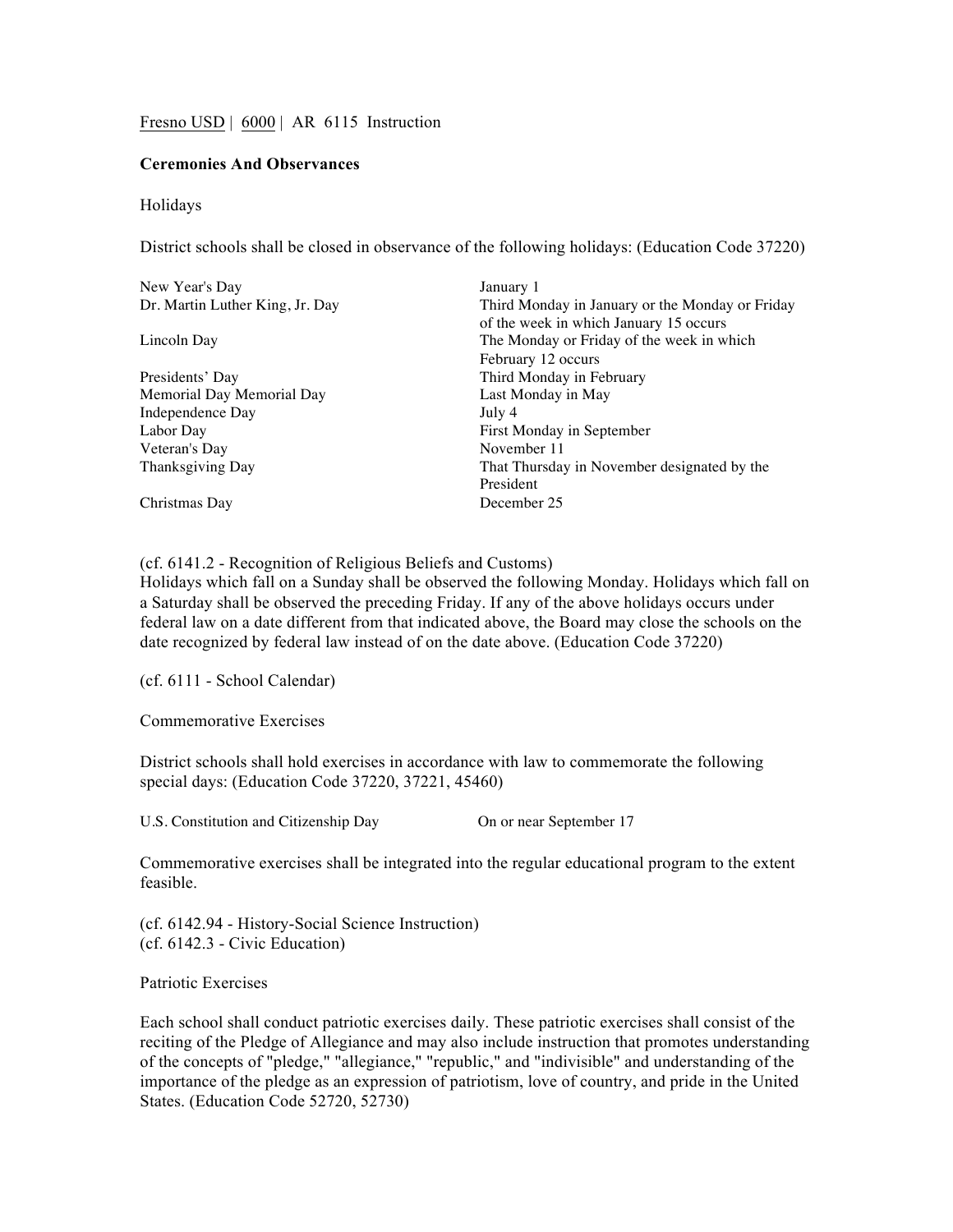Fresno USD | 6000 | AR 6115 Instruction

**Ceremonies And Observances**

Holidays

District schools shall be closed in observance of the following holidays: (Education Code 37220)

| | |
|---|---|
| New Year's Day | January 1 |
| Dr. Martin Luther King, Jr. Day | Third Monday in January or the Monday or Friday of the week in which January 15 occurs |
| Lincoln Day | The Monday or Friday of the week in which February 12 occurs |
| Presidents' Day | Third Monday in February |
| Memorial Day Memorial Day | Last Monday in May |
| Independence Day | July 4 |
| Labor Day | First Monday in September |
| Veteran's Day | November 11 |
| Thanksgiving Day | That Thursday in November designated by the President |
| Christmas Day | December 25 |

(cf. 6141.2 - Recognition of Religious Beliefs and Customs)
Holidays which fall on a Sunday shall be observed the following Monday. Holidays which fall on a Saturday shall be observed the preceding Friday. If any of the above holidays occurs under federal law on a date different from that indicated above, the Board may close the schools on the date recognized by federal law instead of on the date above. (Education Code 37220)

(cf. 6111 - School Calendar)

Commemorative Exercises

District schools shall hold exercises in accordance with law to commemorate the following special days: (Education Code 37220, 37221, 45460)

| | |
|---|---|
| U.S. Constitution and Citizenship Day | On or near September 17 |

Commemorative exercises shall be integrated into the regular educational program to the extent feasible.

(cf. 6142.94 - History-Social Science Instruction)
(cf. 6142.3 - Civic Education)

Patriotic Exercises

Each school shall conduct patriotic exercises daily. These patriotic exercises shall consist of the reciting of the Pledge of Allegiance and may also include instruction that promotes understanding of the concepts of "pledge," "allegiance," "republic," and "indivisible" and understanding of the importance of the pledge as an expression of patriotism, love of country, and pride in the United States. (Education Code 52720, 52730)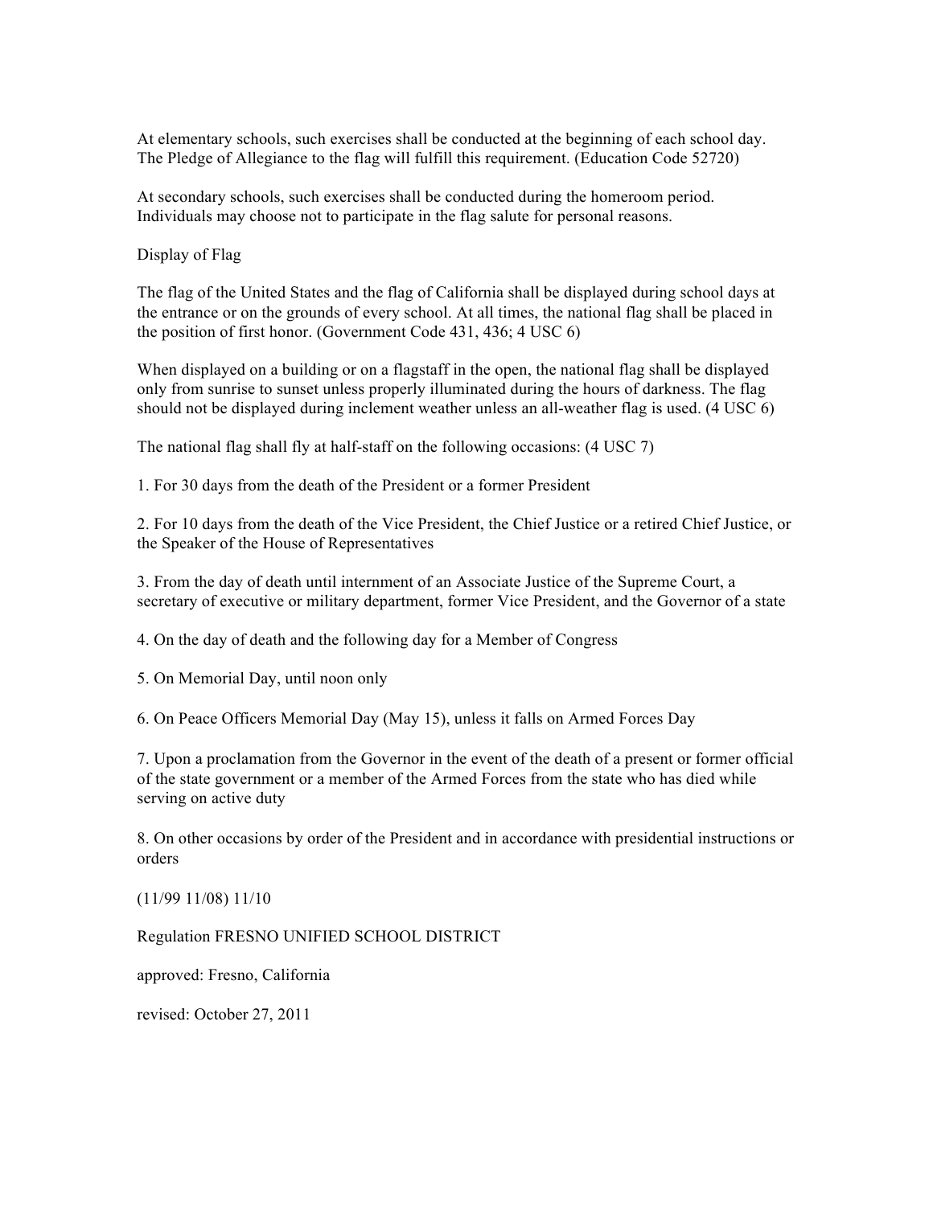At elementary schools, such exercises shall be conducted at the beginning of each school day. The Pledge of Allegiance to the flag will fulfill this requirement. (Education Code 52720)

At secondary schools, such exercises shall be conducted during the homeroom period. Individuals may choose not to participate in the flag salute for personal reasons.

Display of Flag

The flag of the United States and the flag of California shall be displayed during school days at the entrance or on the grounds of every school. At all times, the national flag shall be placed in the position of first honor. (Government Code 431, 436; 4 USC 6)

When displayed on a building or on a flagstaff in the open, the national flag shall be displayed only from sunrise to sunset unless properly illuminated during the hours of darkness. The flag should not be displayed during inclement weather unless an all-weather flag is used. (4 USC 6)

The national flag shall fly at half-staff on the following occasions: (4 USC 7)

1. For 30 days from the death of the President or a former President

2. For 10 days from the death of the Vice President, the Chief Justice or a retired Chief Justice, or the Speaker of the House of Representatives

3. From the day of death until internment of an Associate Justice of the Supreme Court, a secretary of executive or military department, former Vice President, and the Governor of a state

4. On the day of death and the following day for a Member of Congress

5. On Memorial Day, until noon only

6. On Peace Officers Memorial Day (May 15), unless it falls on Armed Forces Day

7. Upon a proclamation from the Governor in the event of the death of a present or former official of the state government or a member of the Armed Forces from the state who has died while serving on active duty

8. On other occasions by order of the President and in accordance with presidential instructions or orders

(11/99 11/08) 11/10

Regulation FRESNO UNIFIED SCHOOL DISTRICT

approved: Fresno, California

revised: October 27, 2011